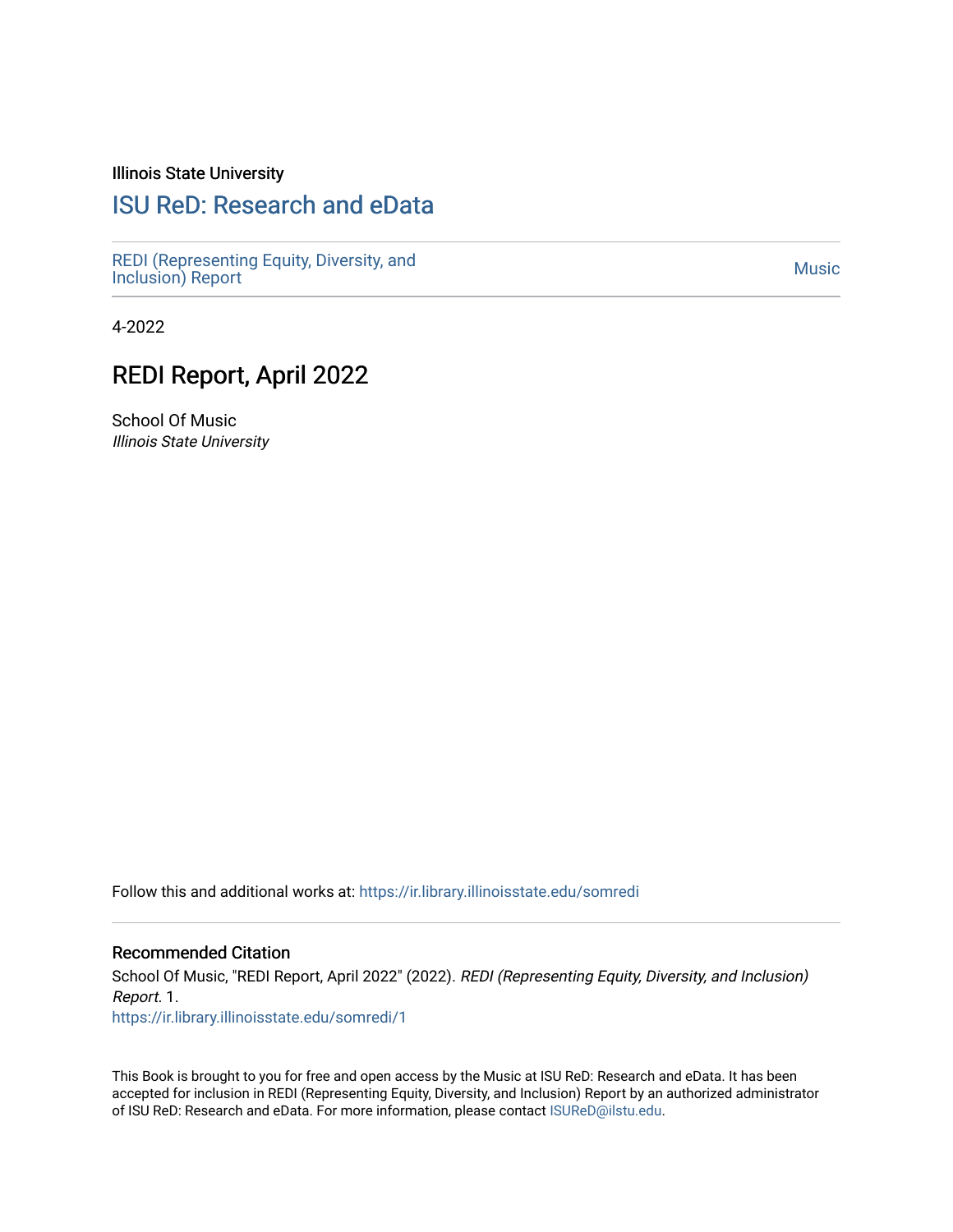Illinois State University

## ISU ReD: Research and eData

REDI (Representing Equity, Diversity, and Inclusion) Report

Music

4-2022

# REDI Report, April 2022

School Of Music
*Illinois State University*

Follow this and additional works at: https://ir.library.illinoisstate.edu/somredi

### Recommended Citation

School Of Music, "REDI Report, April 2022" (2022). *REDI (Representing Equity, Diversity, and Inclusion) Report*. 1.
https://ir.library.illinoisstate.edu/somredi/1

This Book is brought to you for free and open access by the Music at ISU ReD: Research and eData. It has been accepted for inclusion in REDI (Representing Equity, Diversity, and Inclusion) Report by an authorized administrator of ISU ReD: Research and eData. For more information, please contact ISUReD@ilstu.edu.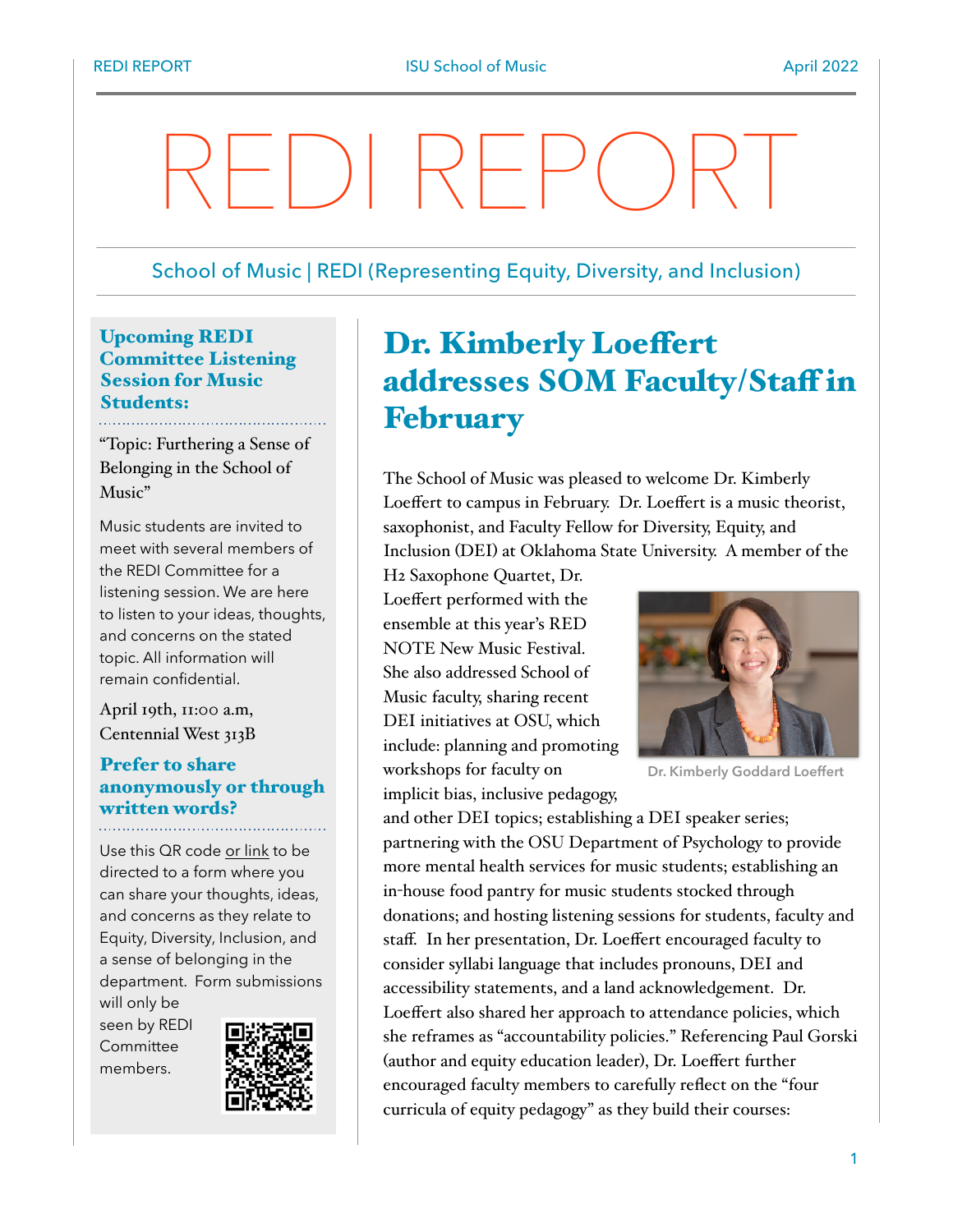# REDI REPORT

School of Music | REDI (Representing Equity, Diversity, and Inclusion)

## Dr. Kimberly Loeffert addresses SOM Faculty/Staff in February

The School of Music was pleased to welcome Dr. Kimberly Loeffert to campus in February. Dr. Loeffert is a music theorist, saxophonist, and Faculty Fellow for Diversity, Equity, and Inclusion (DEI) at Oklahoma State University. A member of the H2 Saxophone Quartet, Dr. Loeffert performed with the ensemble at this year's RED NOTE New Music Festival. She also addressed School of Music faculty, sharing recent DEI initiatives at OSU, which include: planning and promoting workshops for faculty on implicit bias, inclusive pedagogy, and other DEI topics; establishing a DEI speaker series; partnering with the OSU Department of Psychology to provide more mental health services for music students; establishing an in-house food pantry for music students stocked through donations; and hosting listening sessions for students, faculty and staff. In her presentation, Dr. Loeffert encouraged faculty to consider syllabi language that includes pronouns, DEI and accessibility statements, and a land acknowledgement. Dr. Loeffert also shared her approach to attendance policies, which she reframes as "accountability policies." Referencing Paul Gorski (author and equity education leader), Dr. Loeffert further encouraged faculty members to carefully reflect on the "four curricula of equity pedagogy" as they build their courses:

Dr. Kimberly Goddard Loeffert

### Upcoming REDI Committee Listening Session for Music Students:

"Topic: Furthering a Sense of Belonging in the School of Music"

Music students are invited to meet with several members of the REDI Committee for a listening session. We are here to listen to your ideas, thoughts, and concerns on the stated topic. All information will remain confidential.

April 19th, 11:00 a.m, Centennial West 313B

### Prefer to share anonymously or through written words?

Use this QR code or link to be directed to a form where you can share your thoughts, ideas, and concerns as they relate to Equity, Diversity, Inclusion, and a sense of belonging in the department. Form submissions will only be seen by REDI Committee members.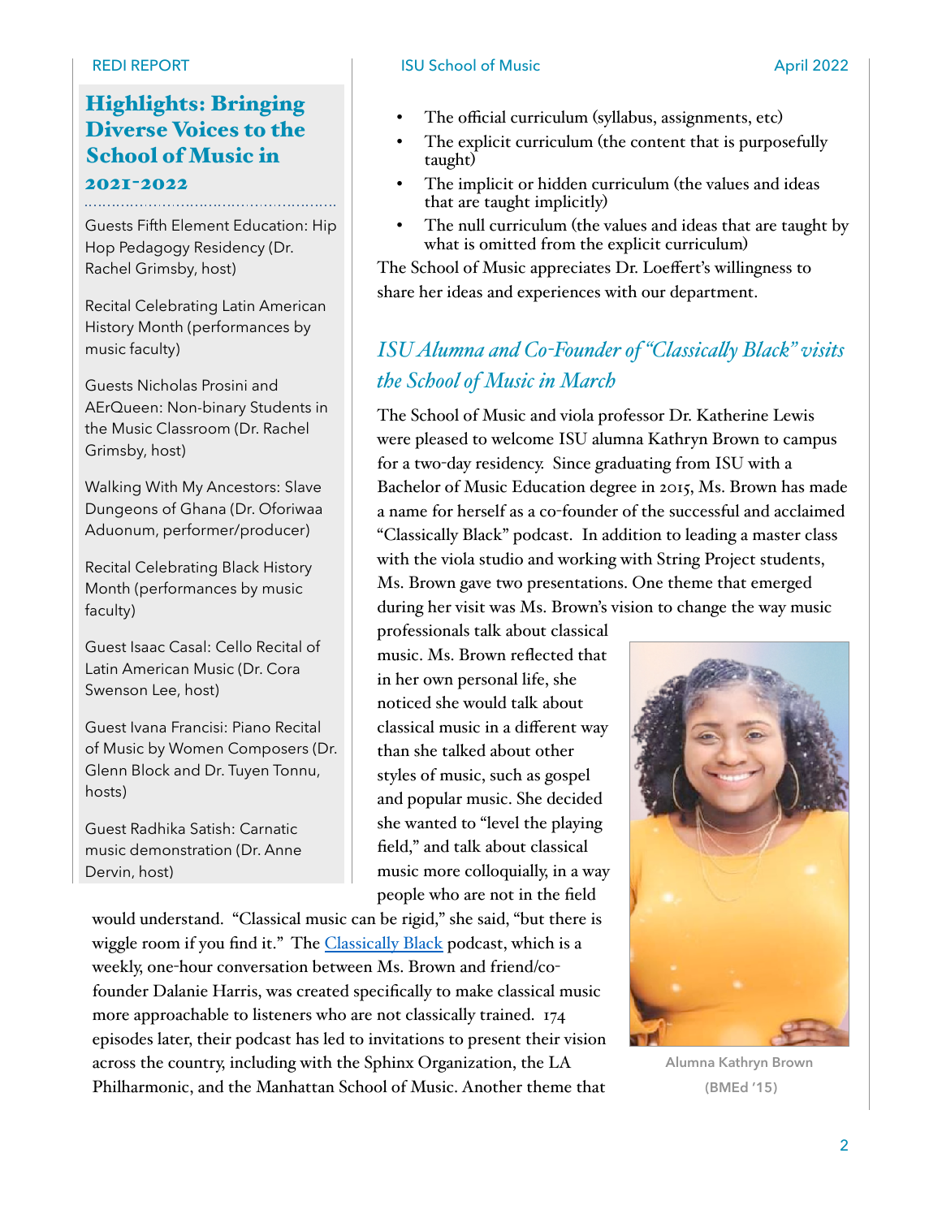## Highlights: Bringing Diverse Voices to the School of Music in 2021-2022

Guests Fifth Element Education: Hip Hop Pedagogy Residency (Dr. Rachel Grimsby, host)

Recital Celebrating Latin American History Month (performances by music faculty)

Guests Nicholas Prosini and AErQueen: Non-binary Students in the Music Classroom (Dr. Rachel Grimsby, host)

Walking With My Ancestors: Slave Dungeons of Ghana (Dr. Oforiwaa Aduonum, performer/producer)

Recital Celebrating Black History Month (performances by music faculty)

Guest Isaac Casal: Cello Recital of Latin American Music (Dr. Cora Swenson Lee, host)

Guest Ivana Francisi: Piano Recital of Music by Women Composers (Dr. Glenn Block and Dr. Tuyen Tonnu, hosts)

Guest Radhika Satish: Carnatic music demonstration (Dr. Anne Dervin, host)

- The official curriculum (syllabus, assignments, etc)
- The explicit curriculum (the content that is purposefully taught)
- The implicit or hidden curriculum (the values and ideas that are taught implicitly)
- The null curriculum (the values and ideas that are taught by what is omitted from the explicit curriculum)

The School of Music appreciates Dr. Loeffert's willingness to share her ideas and experiences with our department.

## *ISU Alumna and Co-Founder of "Classically Black" visits the School of Music in March*

The School of Music and viola professor Dr. Katherine Lewis were pleased to welcome ISU alumna Kathryn Brown to campus for a two-day residency. Since graduating from ISU with a Bachelor of Music Education degree in 2015, Ms. Brown has made a name for herself as a co-founder of the successful and acclaimed "Classically Black" podcast. In addition to leading a master class with the viola studio and working with String Project students, Ms. Brown gave two presentations. One theme that emerged during her visit was Ms. Brown's vision to change the way music professionals talk about classical music. Ms. Brown reflected that in her own personal life, she noticed she would talk about classical music in a different way than she talked about other styles of music, such as gospel and popular music. She decided she wanted to "level the playing field," and talk about classical music more colloquially, in a way people who are not in the field would understand. "Classical music can be rigid," she said, "but there is wiggle room if you find it." The Classically Black podcast, which is a weekly, one-hour conversation between Ms. Brown and friend/co-founder Dalanie Harris, was created specifically to make classical music more approachable to listeners who are not classically trained. 174 episodes later, their podcast has led to invitations to present their vision across the country, including with the Sphinx Organization, the LA Philharmonic, and the Manhattan School of Music. Another theme that

Alumna Kathryn Brown (BMEd '15)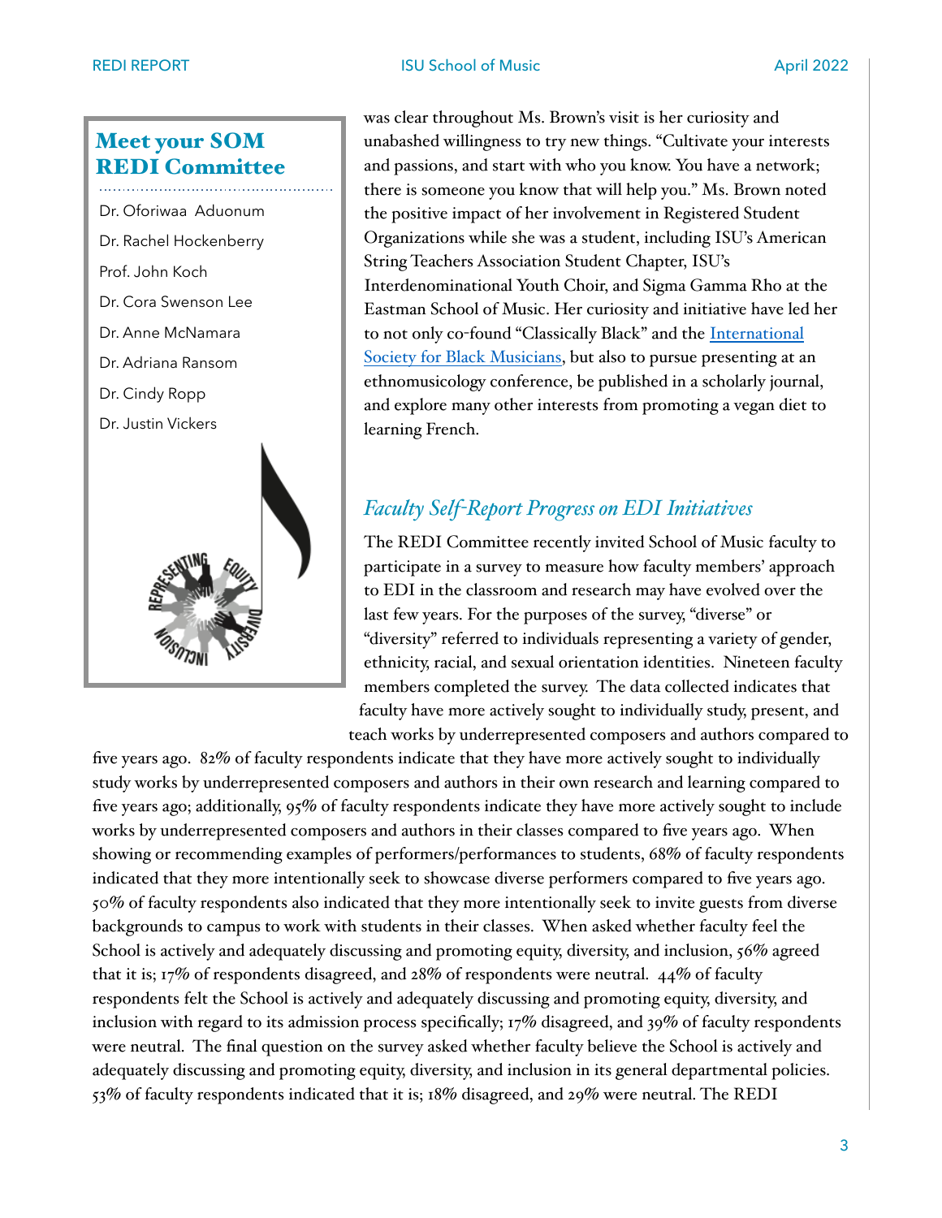## Meet your SOM REDI Committee

Dr. Oforiwaa Aduonum

Dr. Rachel Hockenberry

Prof. John Koch

Dr. Cora Swenson Lee

Dr. Anne McNamara

Dr. Adriana Ransom

Dr. Cindy Ropp

Dr. Justin Vickers

was clear throughout Ms. Brown's visit is her curiosity and unabashed willingness to try new things. "Cultivate your interests and passions, and start with who you know. You have a network; there is someone you know that will help you." Ms. Brown noted the positive impact of her involvement in Registered Student Organizations while she was a student, including ISU's American String Teachers Association Student Chapter, ISU's Interdenominational Youth Choir, and Sigma Gamma Rho at the Eastman School of Music. Her curiosity and initiative have led her to not only co-found "Classically Black" and the International Society for Black Musicians, but also to pursue presenting at an ethnomusicology conference, be published in a scholarly journal, and explore many other interests from promoting a vegan diet to learning French.

## *Faculty Self-Report Progress on EDI Initiatives*

The REDI Committee recently invited School of Music faculty to participate in a survey to measure how faculty members' approach to EDI in the classroom and research may have evolved over the last few years. For the purposes of the survey, "diverse" or "diversity" referred to individuals representing a variety of gender, ethnicity, racial, and sexual orientation identities. Nineteen faculty members completed the survey. The data collected indicates that faculty have more actively sought to individually study, present, and teach works by underrepresented composers and authors compared to five years ago. 82% of faculty respondents indicate that they have more actively sought to individually study works by underrepresented composers and authors in their own research and learning compared to five years ago; additionally, 95% of faculty respondents indicate they have more actively sought to include works by underrepresented composers and authors in their classes compared to five years ago. When showing or recommending examples of performers/performances to students, 68% of faculty respondents indicated that they more intentionally seek to showcase diverse performers compared to five years ago. 50% of faculty respondents also indicated that they more intentionally seek to invite guests from diverse backgrounds to campus to work with students in their classes. When asked whether faculty feel the School is actively and adequately discussing and promoting equity, diversity, and inclusion, 56% agreed that it is; 17% of respondents disagreed, and 28% of respondents were neutral. 44% of faculty respondents felt the School is actively and adequately discussing and promoting equity, diversity, and inclusion with regard to its admission process specifically; 17% disagreed, and 39% of faculty respondents were neutral. The final question on the survey asked whether faculty believe the School is actively and adequately discussing and promoting equity, diversity, and inclusion in its general departmental policies. 53% of faculty respondents indicated that it is; 18% disagreed, and 29% were neutral. The REDI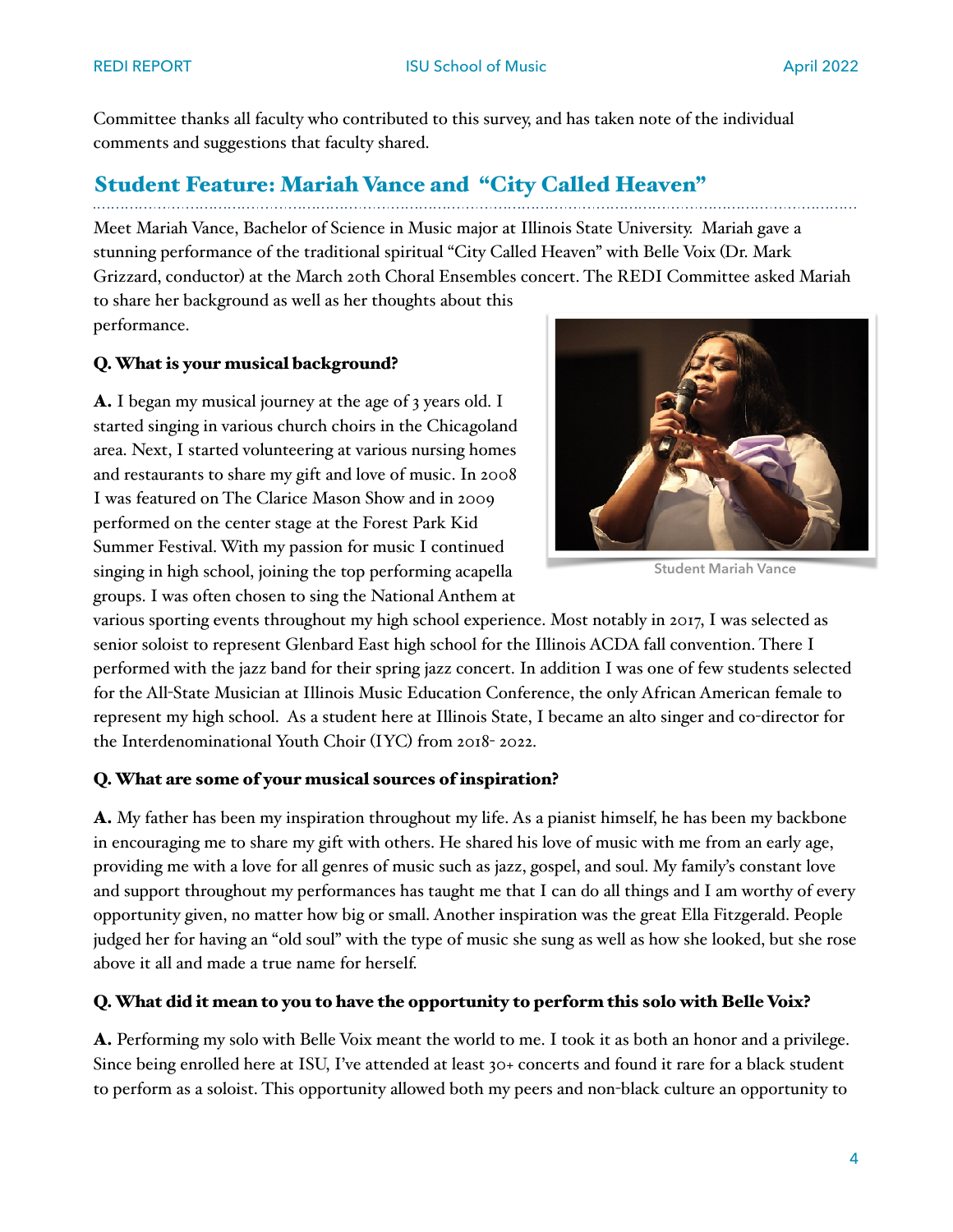Committee thanks all faculty who contributed to this survey, and has taken note of the individual comments and suggestions that faculty shared.

## Student Feature: Mariah Vance and "City Called Heaven"

Meet Mariah Vance, Bachelor of Science in Music major at Illinois State University. Mariah gave a stunning performance of the traditional spiritual "City Called Heaven" with Belle Voix (Dr. Mark Grizzard, conductor) at the March 20th Choral Ensembles concert. The REDI Committee asked Mariah to share her background as well as her thoughts about this performance.

Student Mariah Vance

**Q. What is your musical background?**

**A.** I began my musical journey at the age of 3 years old. I started singing in various church choirs in the Chicagoland area. Next, I started volunteering at various nursing homes and restaurants to share my gift and love of music. In 2008 I was featured on The Clarice Mason Show and in 2009 performed on the center stage at the Forest Park Kid Summer Festival. With my passion for music I continued singing in high school, joining the top performing acapella groups. I was often chosen to sing the National Anthem at various sporting events throughout my high school experience. Most notably in 2017, I was selected as senior soloist to represent Glenbard East high school for the Illinois ACDA fall convention. There I performed with the jazz band for their spring jazz concert. In addition I was one of few students selected for the All-State Musician at Illinois Music Education Conference, the only African American female to represent my high school. As a student here at Illinois State, I became an alto singer and co-director for the Interdenominational Youth Choir (IYC) from 2018- 2022.

**Q. What are some of your musical sources of inspiration?**

**A.** My father has been my inspiration throughout my life. As a pianist himself, he has been my backbone in encouraging me to share my gift with others. He shared his love of music with me from an early age, providing me with a love for all genres of music such as jazz, gospel, and soul. My family's constant love and support throughout my performances has taught me that I can do all things and I am worthy of every opportunity given, no matter how big or small. Another inspiration was the great Ella Fitzgerald. People judged her for having an "old soul" with the type of music she sung as well as how she looked, but she rose above it all and made a true name for herself.

**Q. What did it mean to you to have the opportunity to perform this solo with Belle Voix?**

**A.** Performing my solo with Belle Voix meant the world to me. I took it as both an honor and a privilege. Since being enrolled here at ISU, I've attended at least 30+ concerts and found it rare for a black student to perform as a soloist. This opportunity allowed both my peers and non-black culture an opportunity to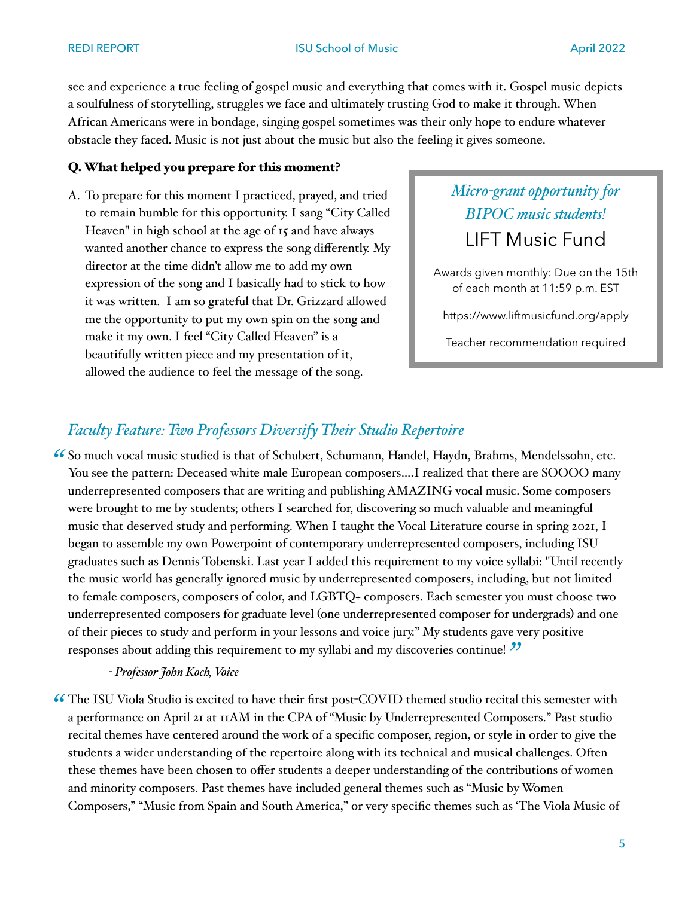see and experience a true feeling of gospel music and everything that comes with it. Gospel music depicts a soulfulness of storytelling, struggles we face and ultimately trusting God to make it through. When African Americans were in bondage, singing gospel sometimes was their only hope to endure whatever obstacle they faced. Music is not just about the music but also the feeling it gives someone.

**Q. What helped you prepare for this moment?**

A. To prepare for this moment I practiced, prayed, and tried to remain humble for this opportunity. I sang "City Called Heaven" in high school at the age of 15 and have always wanted another chance to express the song differently. My director at the time didn't allow me to add my own expression of the song and I basically had to stick to how it was written. I am so grateful that Dr. Grizzard allowed me the opportunity to put my own spin on the song and make it my own. I feel "City Called Heaven" is a beautifully written piece and my presentation of it, allowed the audience to feel the message of the song.

*Micro-grant opportunity for BIPOC music students!*

LIFT Music Fund

Awards given monthly: Due on the 15th of each month at 11:59 p.m. EST

https://www.liftmusicfund.org/apply

Teacher recommendation required

## *Faculty Feature: Two Professors Diversify Their Studio Repertoire*

"So much vocal music studied is that of Schubert, Schumann, Handel, Haydn, Brahms, Mendelssohn, etc. You see the pattern: Deceased white male European composers….I realized that there are SOOOO many underrepresented composers that are writing and publishing AMAZING vocal music. Some composers were brought to me by students; others I searched for, discovering so much valuable and meaningful music that deserved study and performing. When I taught the Vocal Literature course in spring 2021, I began to assemble my own Powerpoint of contemporary underrepresented composers, including ISU graduates such as Dennis Tobenski. Last year I added this requirement to my voice syllabi: "Until recently the music world has generally ignored music by underrepresented composers, including, but not limited to female composers, composers of color, and LGBTQ+ composers. Each semester you must choose two underrepresented composers for graduate level (one underrepresented composer for undergrads) and one of their pieces to study and perform in your lessons and voice jury." My students gave very positive responses about adding this requirement to my syllabi and my discoveries continue!"

*- Professor John Koch, Voice*

"The ISU Viola Studio is excited to have their first post-COVID themed studio recital this semester with a performance on April 21 at 11AM in the CPA of "Music by Underrepresented Composers." Past studio recital themes have centered around the work of a specific composer, region, or style in order to give the students a wider understanding of the repertoire along with its technical and musical challenges. Often these themes have been chosen to offer students a deeper understanding of the contributions of women and minority composers. Past themes have included general themes such as "Music by Women Composers," "Music from Spain and South America," or very specific themes such as 'The Viola Music of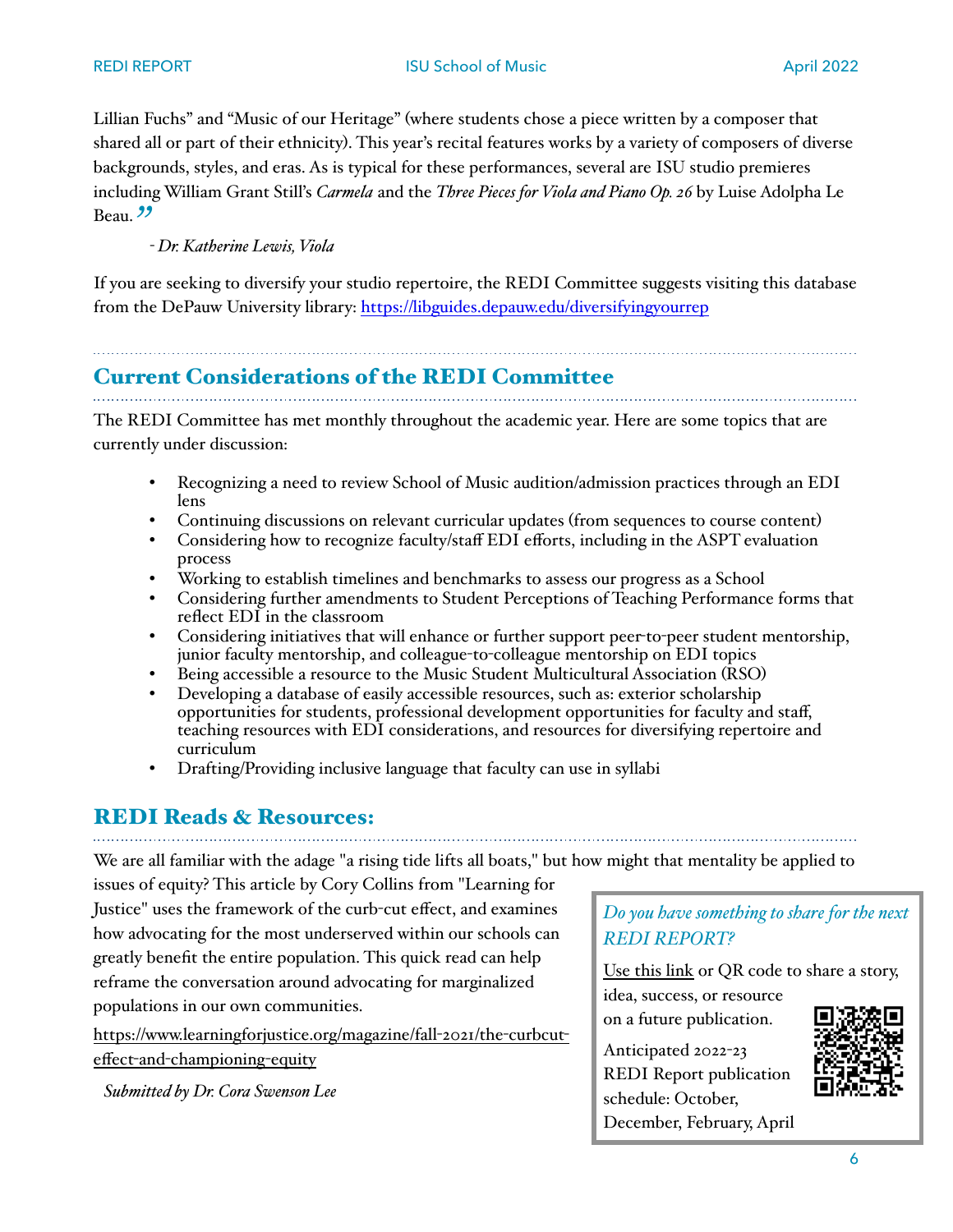Lillian Fuchs" and "Music of our Heritage" (where students chose a piece written by a composer that shared all or part of their ethnicity). This year's recital features works by a variety of composers of diverse backgrounds, styles, and eras. As is typical for these performances, several are ISU studio premieres including William Grant Still's *Carmela* and the *Three Pieces for Viola and Piano Op. 26* by Luise Adolpha Le Beau. ”

*- Dr. Katherine Lewis, Viola*

If you are seeking to diversify your studio repertoire, the REDI Committee suggests visiting this database from the DePauw University library: https://libguides.depauw.edu/diversifyingyourrep

## Current Considerations of the REDI Committee

The REDI Committee has met monthly throughout the academic year. Here are some topics that are currently under discussion:

- Recognizing a need to review School of Music audition/admission practices through an EDI lens
- Continuing discussions on relevant curricular updates (from sequences to course content)
- Considering how to recognize faculty/staff EDI efforts, including in the ASPT evaluation process
- Working to establish timelines and benchmarks to assess our progress as a School
- Considering further amendments to Student Perceptions of Teaching Performance forms that reflect EDI in the classroom
- Considering initiatives that will enhance or further support peer-to-peer student mentorship, junior faculty mentorship, and colleague-to-colleague mentorship on EDI topics
- Being accessible a resource to the Music Student Multicultural Association (RSO)
- Developing a database of easily accessible resources, such as: exterior scholarship opportunities for students, professional development opportunities for faculty and staff, teaching resources with EDI considerations, and resources for diversifying repertoire and curriculum
- Drafting/Providing inclusive language that faculty can use in syllabi

## REDI Reads & Resources:

We are all familiar with the adage "a rising tide lifts all boats," but how might that mentality be applied to issues of equity? This article by Cory Collins from "Learning for Justice" uses the framework of the curb-cut effect, and examines how advocating for the most underserved within our schools can greatly benefit the entire population. This quick read can help reframe the conversation around advocating for marginalized populations in our own communities.

https://www.learningforjustice.org/magazine/fall-2021/the-curbcut-effect-and-championing-equity

*Submitted by Dr. Cora Swenson Lee*

*Do you have something to share for the next REDI REPORT?*

Use this link or QR code to share a story, idea, success, or resource on a future publication.

Anticipated 2022-23 REDI Report publication schedule: October, December, February, April